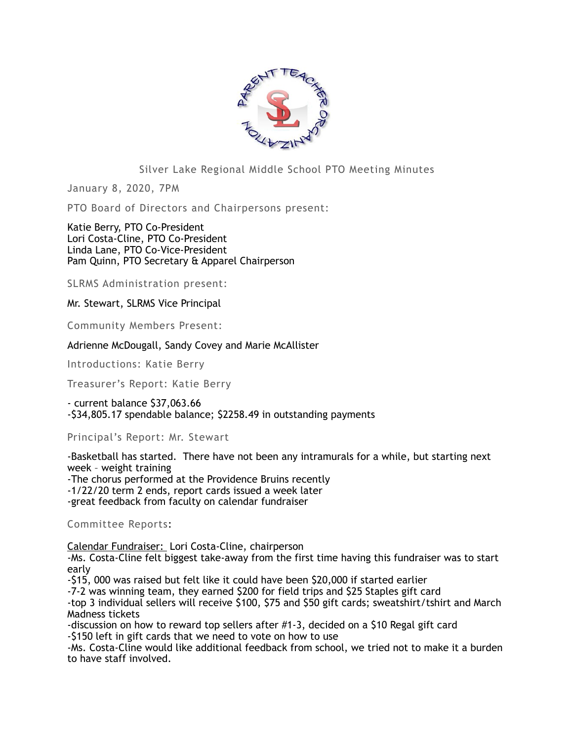# Silver Lake Regional Middle School PTO Meeting Minutes

January 8, 2020, 7PM

PTO Board of Directors and Chairpersons present:

Katie Berry, PTO Co-President
Lori Costa-Cline, PTO Co-President
Linda Lane, PTO Co-Vice-President
Pam Quinn, PTO Secretary & Apparel Chairperson

SLRMS Administration present:

Mr. Stewart, SLRMS Vice Principal

Community Members Present:

Adrienne McDougall, Sandy Covey and Marie McAllister

Introductions: Katie Berry

Treasurer's Report: Katie Berry

- current balance $37,063.66
-$34,805.17 spendable balance; $2258.49 in outstanding payments

Principal's Report: Mr. Stewart

-Basketball has started. There have not been any intramurals for a while, but starting next week – weight training
-The chorus performed at the Providence Bruins recently
-1/22/20 term 2 ends, report cards issued a week later
-great feedback from faculty on calendar fundraiser

Committee Reports:

<u>Calendar Fundraiser:</u> Lori Costa-Cline, chairperson
-Ms. Costa-Cline felt biggest take-away from the first time having this fundraiser was to start early
-$15, 000 was raised but felt like it could have been $20,000 if started earlier
-7-2 was winning team, they earned $200 for field trips and $25 Staples gift card
-top 3 individual sellers will receive $100, $75 and $50 gift cards; sweatshirt/tshirt and March Madness tickets
-discussion on how to reward top sellers after #1-3, decided on a $10 Regal gift card
-$150 left in gift cards that we need to vote on how to use
-Ms. Costa-Cline would like additional feedback from school, we tried not to make it a burden to have staff involved.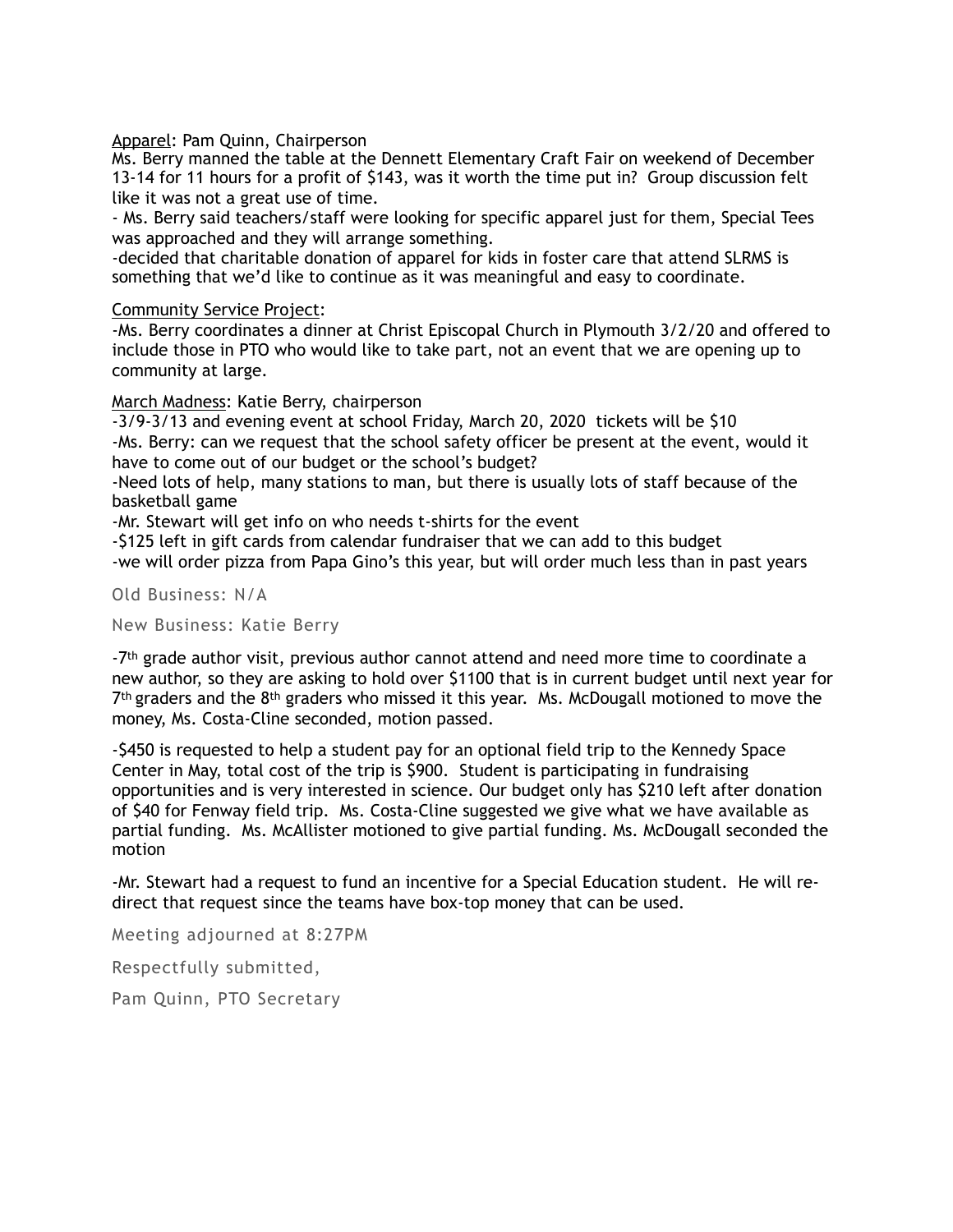Apparel: Pam Quinn, Chairperson

Ms. Berry manned the table at the Dennett Elementary Craft Fair on weekend of December 13-14 for 11 hours for a profit of $143, was it worth the time put in? Group discussion felt like it was not a great use of time.

- Ms. Berry said teachers/staff were looking for specific apparel just for them, Special Tees was approached and they will arrange something.

-decided that charitable donation of apparel for kids in foster care that attend SLRMS is something that we'd like to continue as it was meaningful and easy to coordinate.

Community Service Project:

-Ms. Berry coordinates a dinner at Christ Episcopal Church in Plymouth 3/2/20 and offered to include those in PTO who would like to take part, not an event that we are opening up to community at large.

March Madness: Katie Berry, chairperson

-3/9-3/13 and evening event at school Friday, March 20, 2020 tickets will be $10

-Ms. Berry: can we request that the school safety officer be present at the event, would it have to come out of our budget or the school's budget?

-Need lots of help, many stations to man, but there is usually lots of staff because of the basketball game

-Mr. Stewart will get info on who needs t-shirts for the event

-$125 left in gift cards from calendar fundraiser that we can add to this budget

-we will order pizza from Papa Gino's this year, but will order much less than in past years

Old Business: N/A

New Business: Katie Berry

-7th grade author visit, previous author cannot attend and need more time to coordinate a new author, so they are asking to hold over $1100 that is in current budget until next year for 7th graders and the 8th graders who missed it this year. Ms. McDougall motioned to move the money, Ms. Costa-Cline seconded, motion passed.

-$450 is requested to help a student pay for an optional field trip to the Kennedy Space Center in May, total cost of the trip is $900. Student is participating in fundraising opportunities and is very interested in science. Our budget only has $210 left after donation of $40 for Fenway field trip. Ms. Costa-Cline suggested we give what we have available as partial funding. Ms. McAllister motioned to give partial funding. Ms. McDougall seconded the motion

-Mr. Stewart had a request to fund an incentive for a Special Education student. He will re-direct that request since the teams have box-top money that can be used.

Meeting adjourned at 8:27PM

Respectfully submitted,

Pam Quinn, PTO Secretary